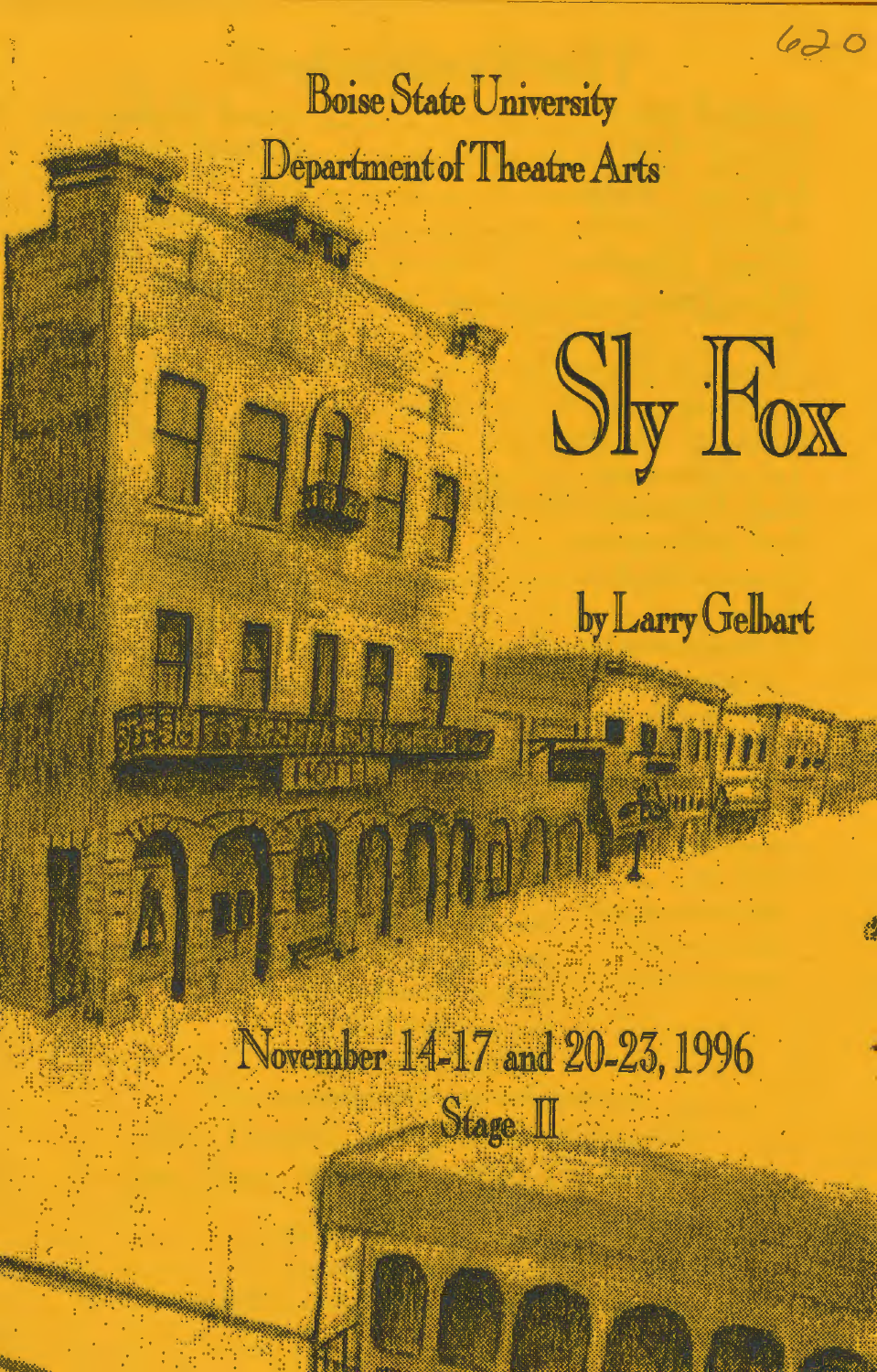620

Boise State University

Department of Theatre Arts

# Sly Fox

by Larry Gelbart

November 14-17 and 20-23, 1996

Stage II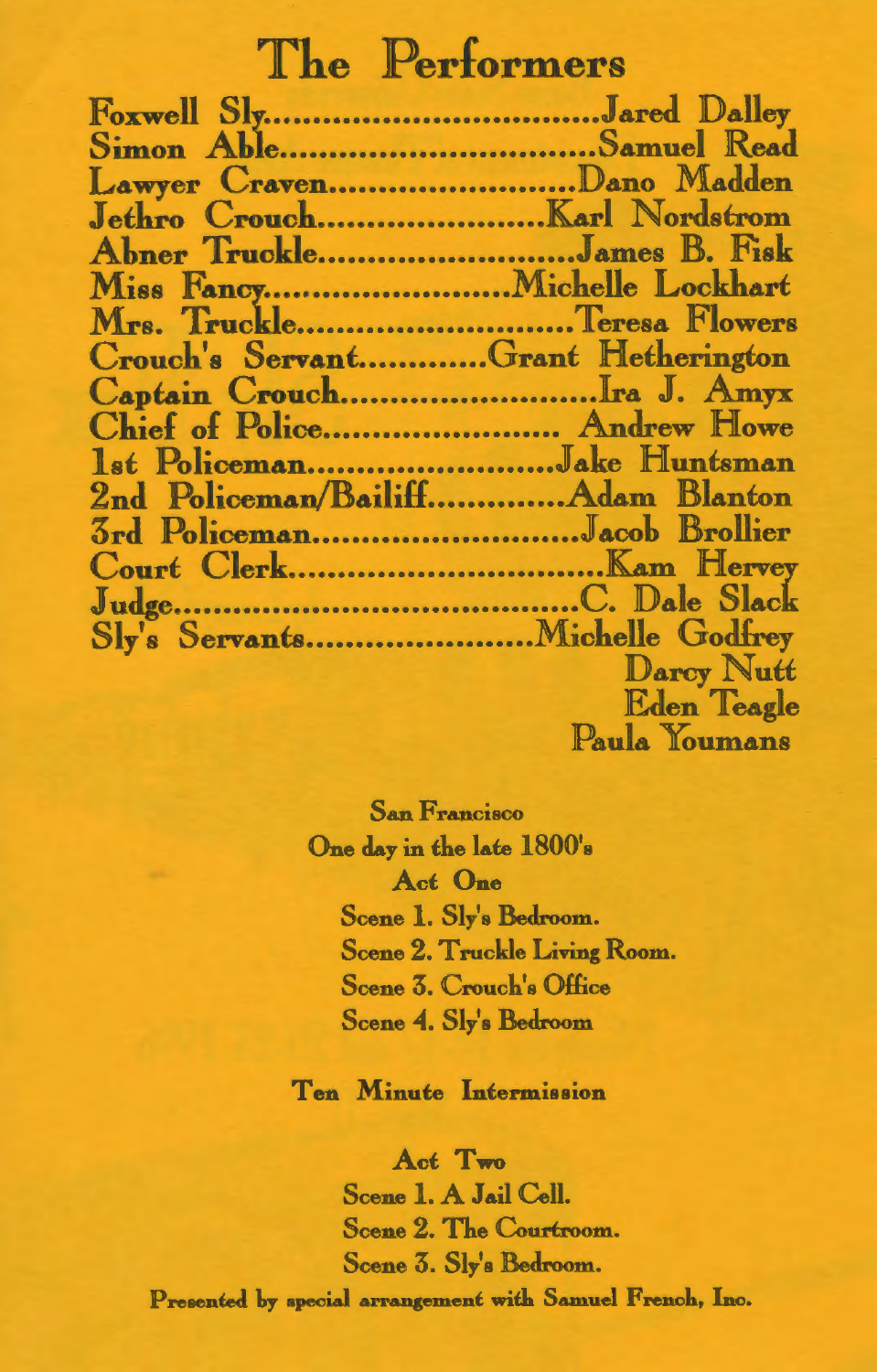# The Performers

Foxwell Sly..................................Jared Dalley
Simon Able.................................Samuel Read
Lawyer Craven.........................Dano Madden
Jethro Crouch.........................Karl Nordstrom
Abner Truckle...........................James B. Fisk
Miss Fancy.........................Michelle Lockhart
Mrs. Truckle............................Teresa Flowers
Crouch's Servant.............Grant Hetherington
Captain Crouch..........................Ira J. Amyx
Chief of Police......................... Andrew Howe
1st Policeman..........................Jake Huntsman
2nd Policeman/Bailiff.............Adam Blanton
3rd Policeman............................Jacob Brollier
Court Clerk................................Kam Hervey
Judge.........................................C. Dale Slack
Sly's Servants.......................Michelle Godfrey
Darcy Nutt
Eden Teagle
Paula Youmans

San Francisco
One day in the late 1800's

Act One
Scene 1. Sly's Bedroom.
Scene 2. Truckle Living Room.
Scene 3. Crouch's Office
Scene 4. Sly's Bedroom

Ten Minute Intermission

Act Two
Scene 1. A Jail Cell.
Scene 2. The Courtroom.
Scene 3. Sly's Bedroom.

Presented by special arrangement with Samuel French, Inc.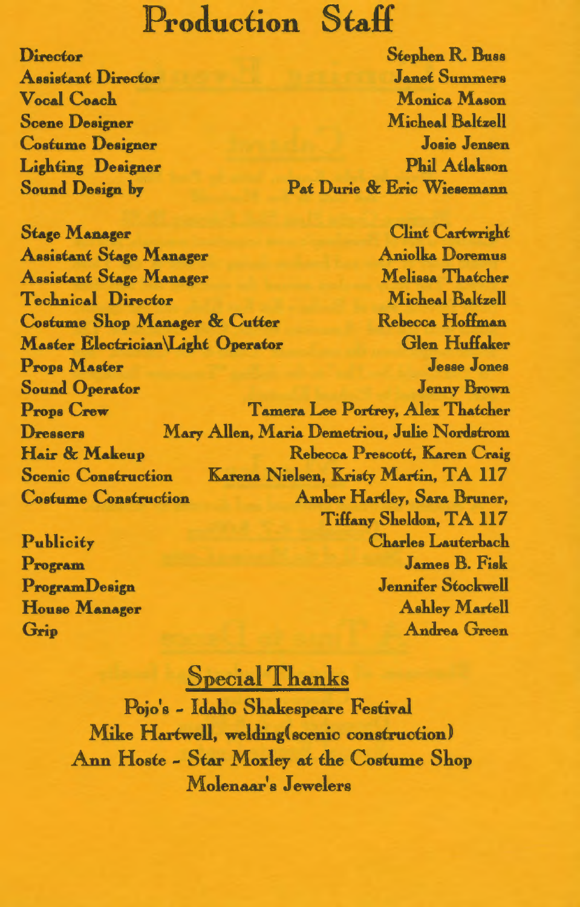# Production Staff

| | |
|---|---|
| **Director** | Stephen R. Buss |
| **Assistant Director** | Janet Summers |
| **Vocal Coach** | Monica Mason |
| **Scene Designer** | Micheal Baltzell |
| **Costume Designer** | Josie Jensen |
| **Lighting Designer** | Phil Atlakson |
| **Sound Design by** | Pat Durie & Eric Wiesemann |
| | |
| **Stage Manager** | Clint Cartwright |
| **Assistant Stage Manager** | Aniolka Doremus |
| **Assistant Stage Manager** | Melissa Thatcher |
| **Technical Director** | Micheal Baltzell |
| **Costume Shop Manager & Cutter** | Rebecca Hoffman |
| **Master Electrician\Light Operator** | Glen Huffaker |
| **Props Master** | Jesse Jones |
| **Sound Operator** | Jenny Brown |
| **Props Crew** | Tamera Lee Portrey, Alex Thatcher |
| **Dressers** | Mary Allen, Maria Demetriou, Julie Nordstrom |
| **Hair & Makeup** | Rebecca Prescott, Karen Craig |
| **Scenic Construction** | Karena Nielsen, Kristy Martin, TA 117 |
| **Costume Construction** | Amber Hartley, Sara Bruner, Tiffany Sheldon, TA 117 |
| | |
| **Publicity** | Charles Lauterbach |
| **Program** | James B. Fisk |
| **ProgramDesign** | Jennifer Stockwell |
| **House Manager** | Ashley Martell |
| **Grip** | Andrea Green |

## Special Thanks

Pojo's - Idaho Shakespeare Festival

Mike Hartwell, welding(scenic construction)

Ann Hoste - Star Moxley at the Costume Shop

Molenaar's Jewelers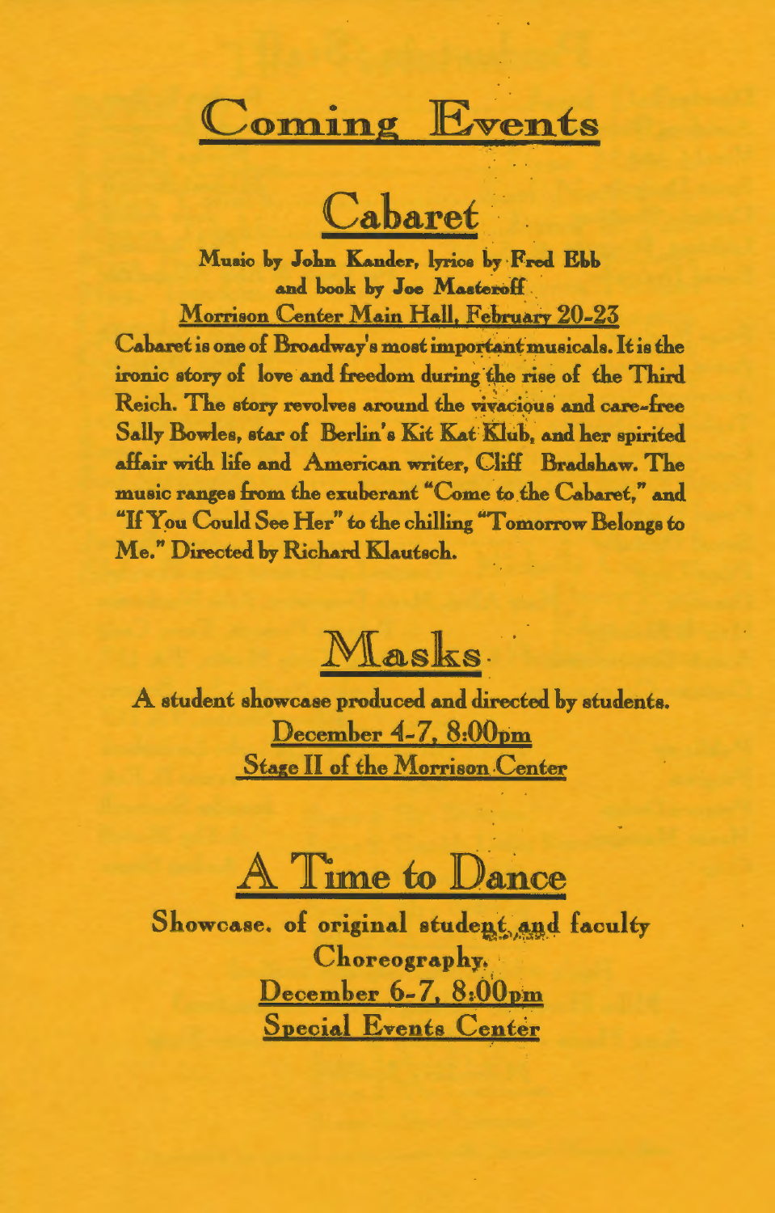# Coming Events

## Cabaret

**Music by John Kander, lyrics by Fred Ebb and book by Joe Masteroff**

**Morrison Center Main Hall, February 20-23**

Cabaret is one of Broadway's most important musicals. It is the ironic story of love and freedom during the rise of the Third Reich. The story revolves around the vivacious and care-free Sally Bowles, star of Berlin's Kit Kat Klub, and her spirited affair with life and American writer, Cliff Bradshaw. The music ranges from the exuberant "Come to the Cabaret," and "If You Could See Her" to the chilling "Tomorrow Belongs to Me." Directed by Richard Klautsch.

## Masks

A student showcase produced and directed by students.

December 4-7, 8:00pm

Stage II of the Morrison Center

## A Time to Dance

Showcase. of original student and faculty Choreography.

December 6-7, 8:00pm

Special Events Center